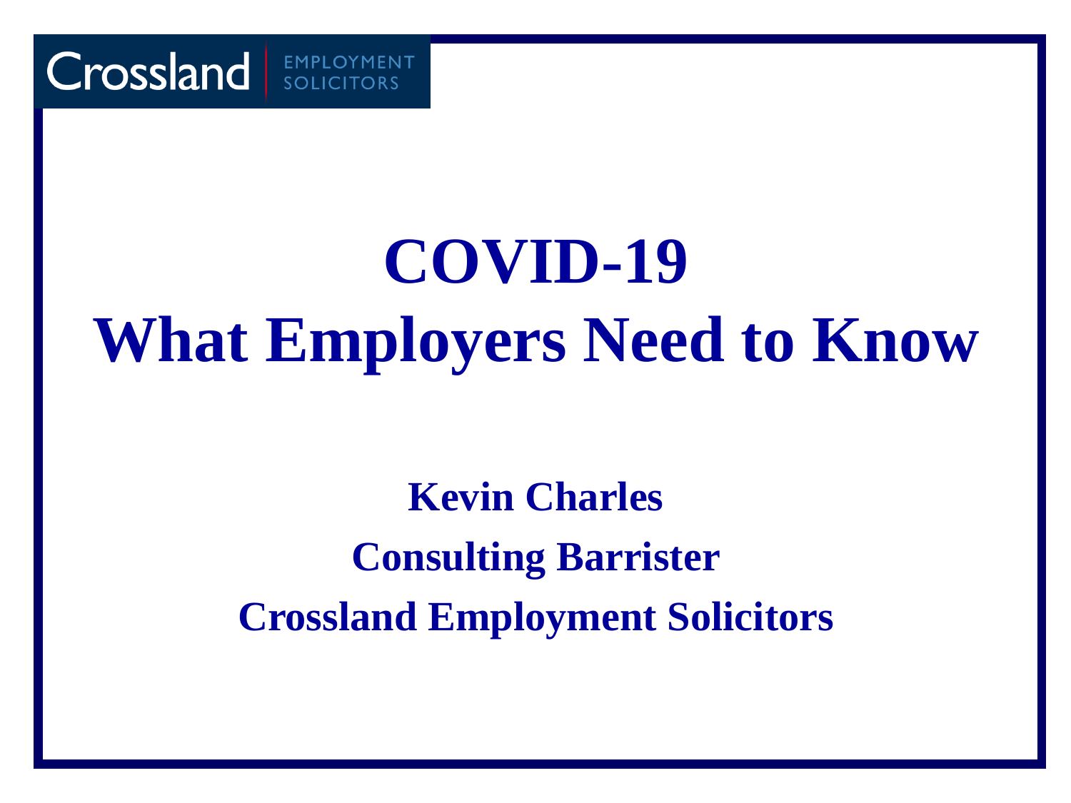Crossland EMPLOYMENT SOLICITORS

# COVID-19
# What Employers Need to Know

**Kevin Charles**

**Consulting Barrister**

**Crossland Employment Solicitors**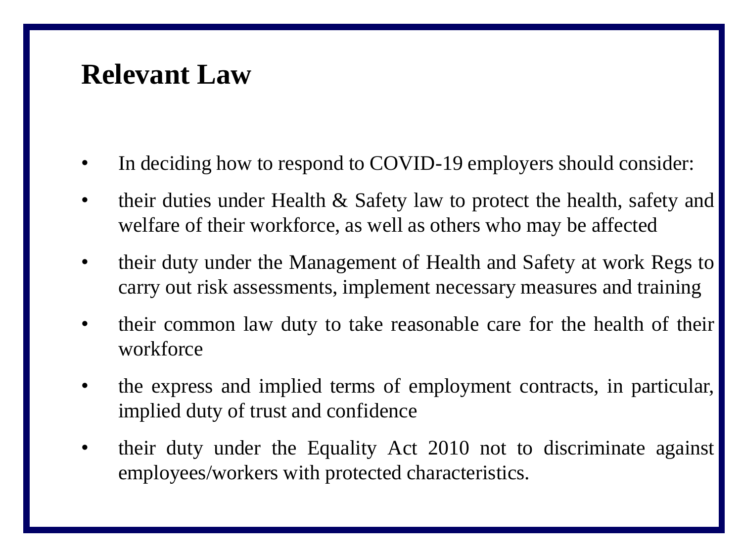# Relevant Law

- In deciding how to respond to COVID-19 employers should consider:
- their duties under Health & Safety law to protect the health, safety and welfare of their workforce, as well as others who may be affected
- their duty under the Management of Health and Safety at work Regs to carry out risk assessments, implement necessary measures and training
- their common law duty to take reasonable care for the health of their workforce
- the express and implied terms of employment contracts, in particular, implied duty of trust and confidence
- their duty under the Equality Act 2010 not to discriminate against employees/workers with protected characteristics.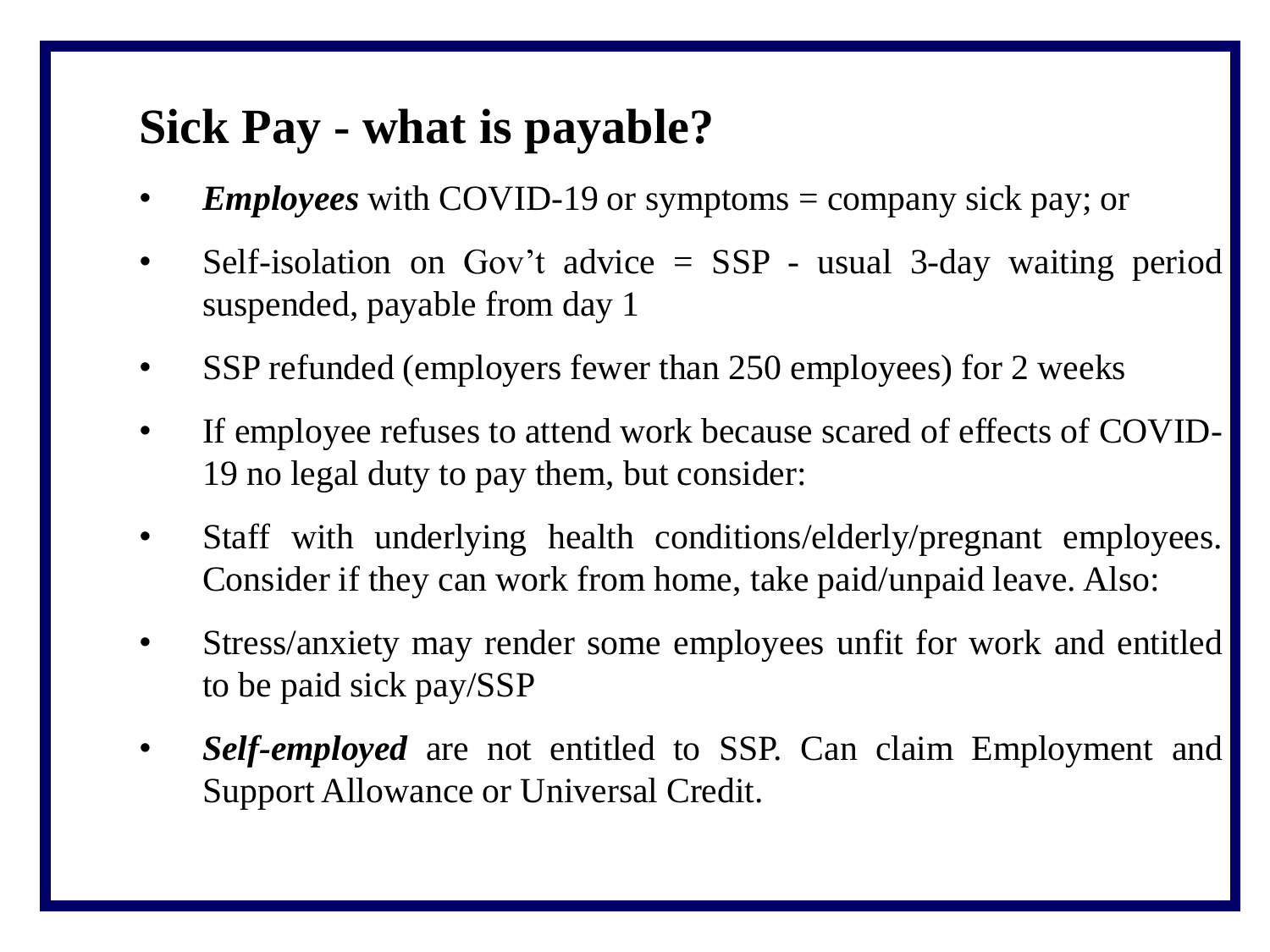# Sick Pay - what is payable?

- ***Employees*** with COVID-19 or symptoms = company sick pay; or
- Self-isolation on Gov't advice = SSP - usual 3-day waiting period suspended, payable from day 1
- SSP refunded (employers fewer than 250 employees) for 2 weeks
- If employee refuses to attend work because scared of effects of COVID-19 no legal duty to pay them, but consider:
- Staff with underlying health conditions/elderly/pregnant employees. Consider if they can work from home, take paid/unpaid leave. Also:
- Stress/anxiety may render some employees unfit for work and entitled to be paid sick pay/SSP
- ***Self-employed*** are not entitled to SSP. Can claim Employment and Support Allowance or Universal Credit.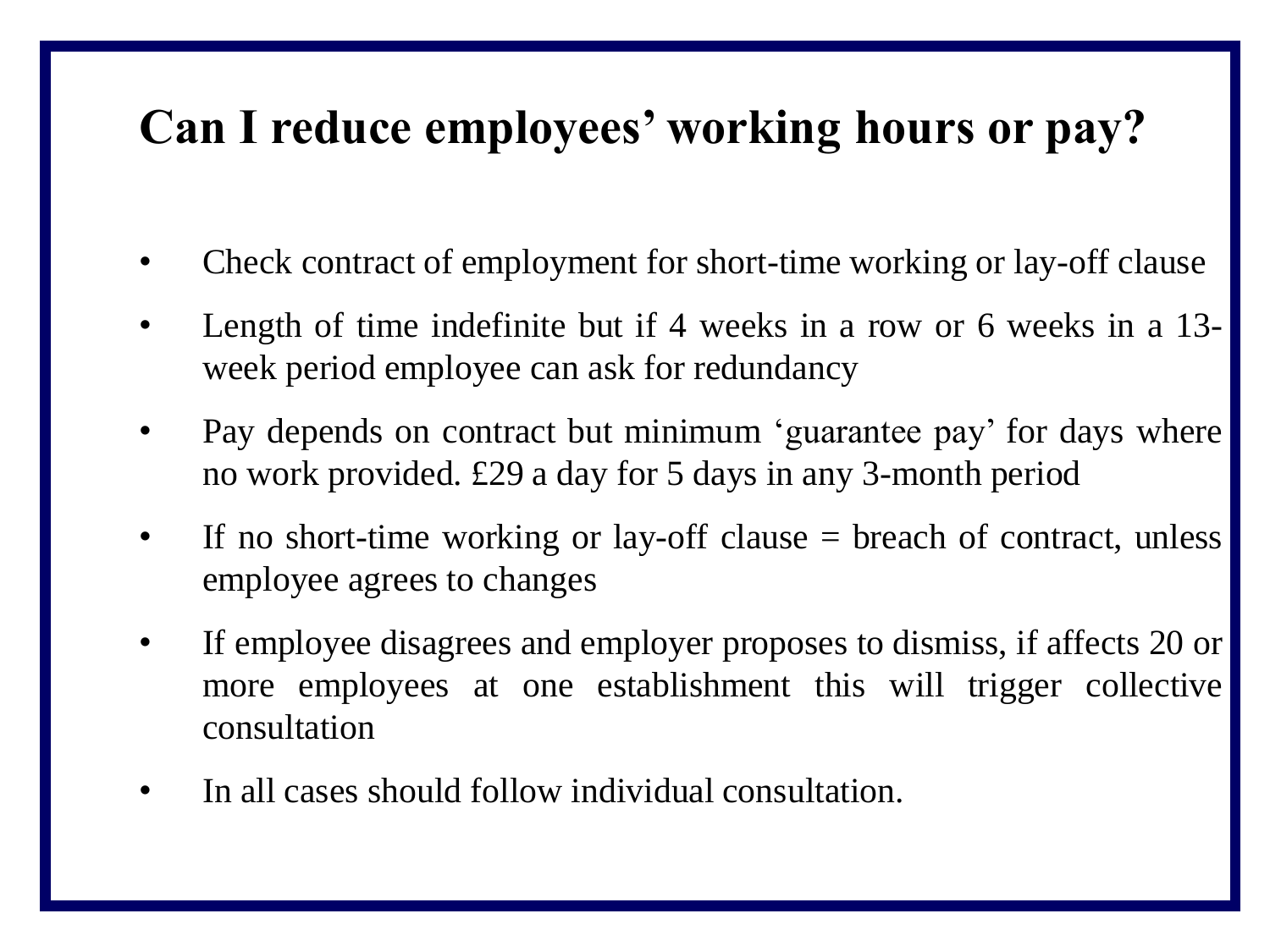# Can I reduce employees' working hours or pay?

- Check contract of employment for short-time working or lay-off clause
- Length of time indefinite but if 4 weeks in a row or 6 weeks in a 13-week period employee can ask for redundancy
- Pay depends on contract but minimum 'guarantee pay' for days where no work provided. £29 a day for 5 days in any 3-month period
- If no short-time working or lay-off clause = breach of contract, unless employee agrees to changes
- If employee disagrees and employer proposes to dismiss, if affects 20 or more employees at one establishment this will trigger collective consultation
- In all cases should follow individual consultation.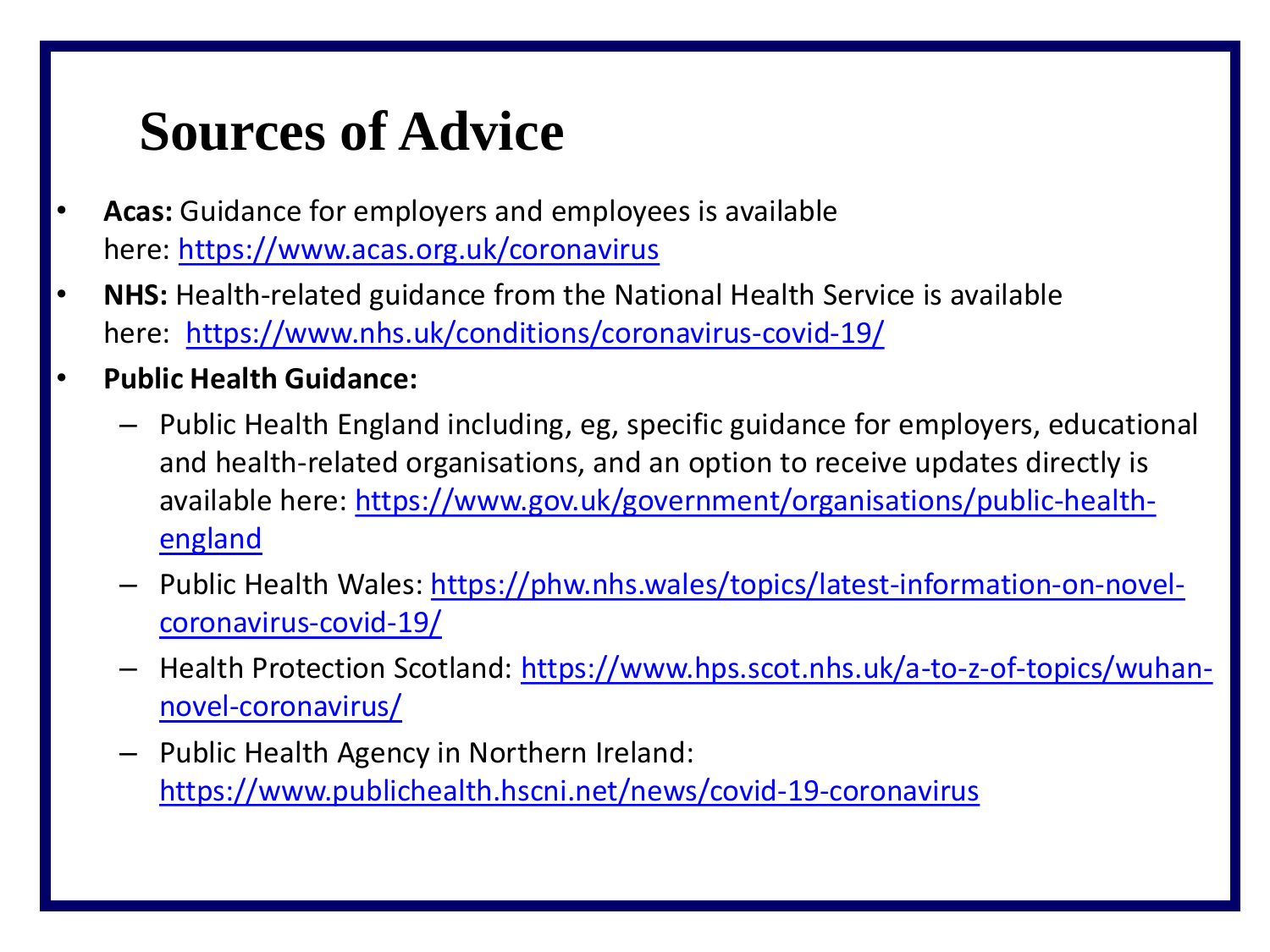# Sources of Advice

- **Acas:** Guidance for employers and employees is available here: https://www.acas.org.uk/coronavirus
- **NHS:** Health-related guidance from the National Health Service is available here: https://www.nhs.uk/conditions/coronavirus-covid-19/
- **Public Health Guidance:**
  - Public Health England including, eg, specific guidance for employers, educational and health-related organisations, and an option to receive updates directly is available here: https://www.gov.uk/government/organisations/public-health-england
  - Public Health Wales: https://phw.nhs.wales/topics/latest-information-on-novel-coronavirus-covid-19/
  - Health Protection Scotland: https://www.hps.scot.nhs.uk/a-to-z-of-topics/wuhan-novel-coronavirus/
  - Public Health Agency in Northern Ireland: https://www.publichealth.hscni.net/news/covid-19-coronavirus